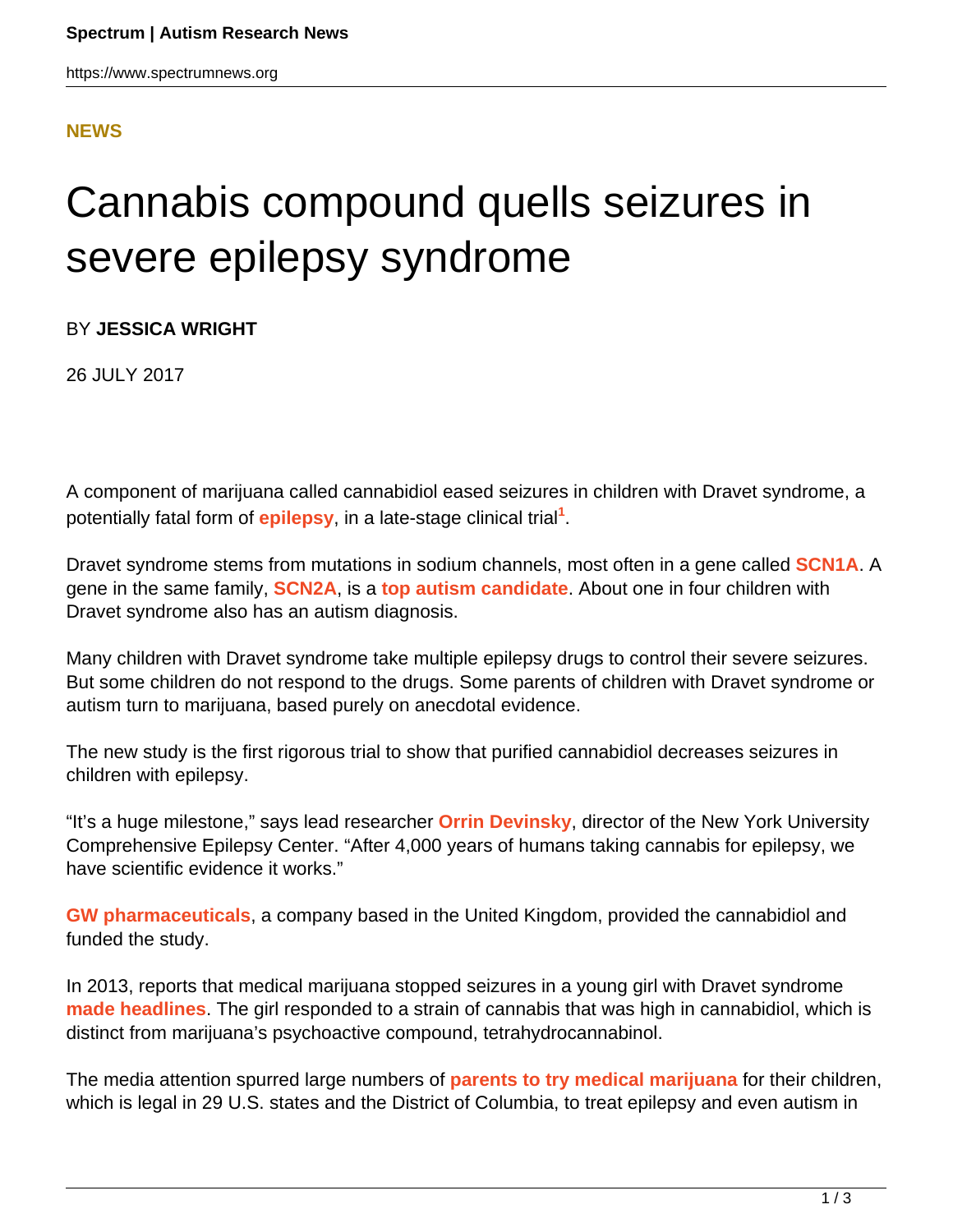NEWS

# Cannabis compound quells seizures in severe epilepsy syndrome

BY **JESSICA WRIGHT**

26 JULY 2017

A component of marijuana called cannabidiol eased seizures in children with Dravet syndrome, a potentially fatal form of **epilepsy**, in a late-stage clinical trial[1].

Dravet syndrome stems from mutations in sodium channels, most often in a gene called **SCN1A**. A gene in the same family, **SCN2A**, is a **top autism candidate**. About one in four children with Dravet syndrome also has an autism diagnosis.

Many children with Dravet syndrome take multiple epilepsy drugs to control their severe seizures. But some children do not respond to the drugs. Some parents of children with Dravet syndrome or autism turn to marijuana, based purely on anecdotal evidence.

The new study is the first rigorous trial to show that purified cannabidiol decreases seizures in children with epilepsy.

"It's a huge milestone," says lead researcher **Orrin Devinsky**, director of the New York University Comprehensive Epilepsy Center. "After 4,000 years of humans taking cannabis for epilepsy, we have scientific evidence it works."

**GW pharmaceuticals**, a company based in the United Kingdom, provided the cannabidiol and funded the study.

In 2013, reports that medical marijuana stopped seizures in a young girl with Dravet syndrome **made headlines**. The girl responded to a strain of cannabis that was high in cannabidiol, which is distinct from marijuana's psychoactive compound, tetrahydrocannabinol.

The media attention spurred large numbers of **parents to try medical marijuana** for their children, which is legal in 29 U.S. states and the District of Columbia, to treat epilepsy and even autism in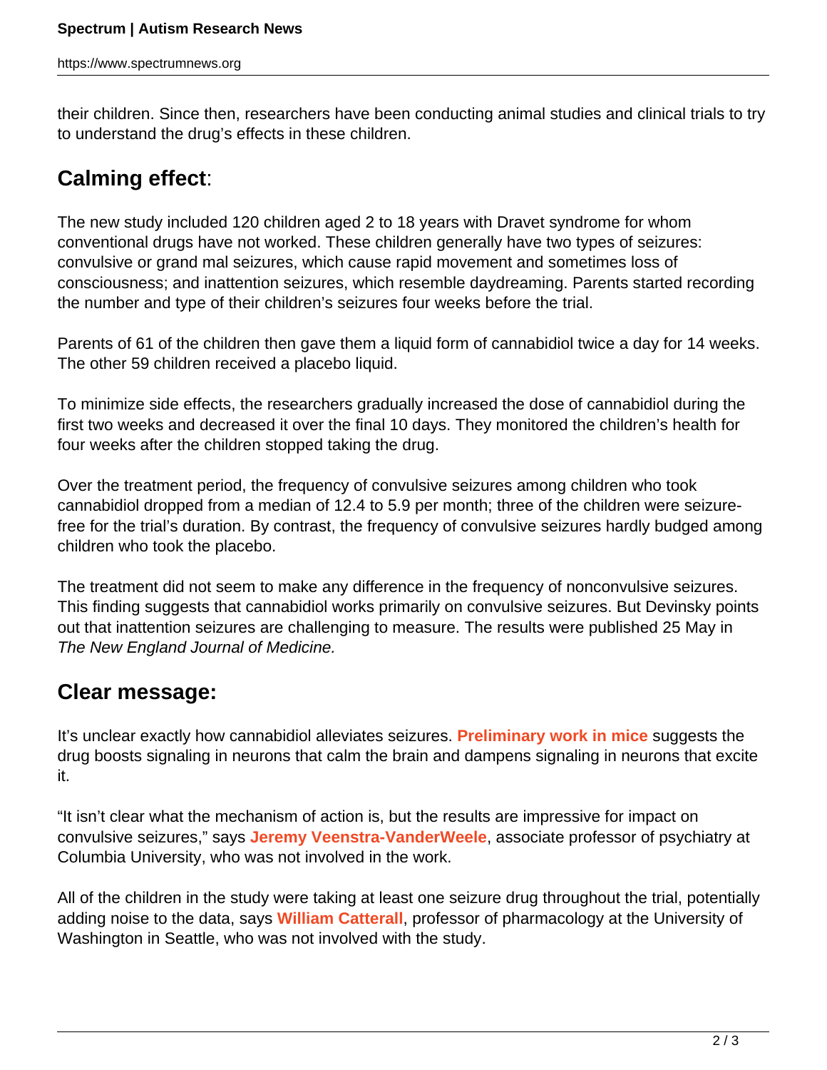their children. Since then, researchers have been conducting animal studies and clinical trials to try to understand the drug's effects in these children.

## Calming effect:

The new study included 120 children aged 2 to 18 years with Dravet syndrome for whom conventional drugs have not worked. These children generally have two types of seizures: convulsive or grand mal seizures, which cause rapid movement and sometimes loss of consciousness; and inattention seizures, which resemble daydreaming. Parents started recording the number and type of their children's seizures four weeks before the trial.

Parents of 61 of the children then gave them a liquid form of cannabidiol twice a day for 14 weeks. The other 59 children received a placebo liquid.

To minimize side effects, the researchers gradually increased the dose of cannabidiol during the first two weeks and decreased it over the final 10 days. They monitored the children's health for four weeks after the children stopped taking the drug.

Over the treatment period, the frequency of convulsive seizures among children who took cannabidiol dropped from a median of 12.4 to 5.9 per month; three of the children were seizure-free for the trial's duration. By contrast, the frequency of convulsive seizures hardly budged among children who took the placebo.

The treatment did not seem to make any difference in the frequency of nonconvulsive seizures. This finding suggests that cannabidiol works primarily on convulsive seizures. But Devinsky points out that inattention seizures are challenging to measure. The results were published 25 May in *The New England Journal of Medicine.*

## Clear message:

It's unclear exactly how cannabidiol alleviates seizures. **Preliminary work in mice** suggests the drug boosts signaling in neurons that calm the brain and dampens signaling in neurons that excite it.

"It isn't clear what the mechanism of action is, but the results are impressive for impact on convulsive seizures," says **Jeremy Veenstra-VanderWeele**, associate professor of psychiatry at Columbia University, who was not involved in the work.

All of the children in the study were taking at least one seizure drug throughout the trial, potentially adding noise to the data, says **William Catterall**, professor of pharmacology at the University of Washington in Seattle, who was not involved with the study.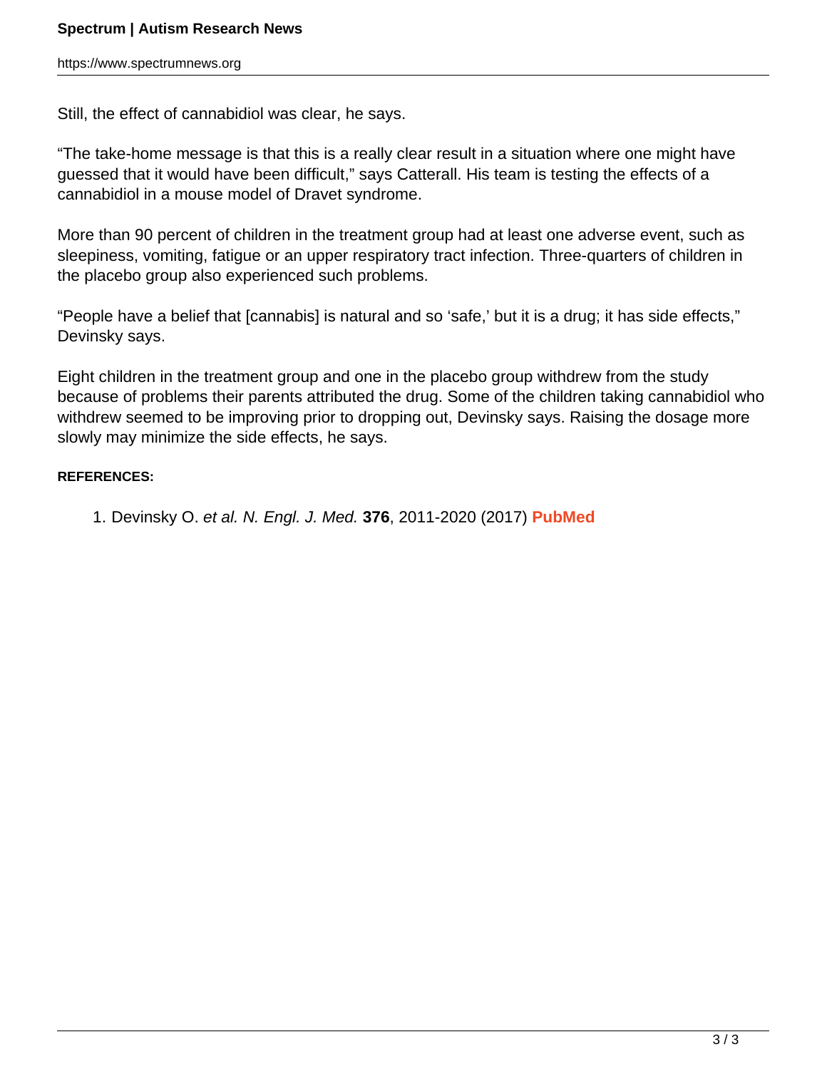Still, the effect of cannabidiol was clear, he says.

"The take-home message is that this is a really clear result in a situation where one might have guessed that it would have been difficult," says Catterall. His team is testing the effects of a cannabidiol in a mouse model of Dravet syndrome.

More than 90 percent of children in the treatment group had at least one adverse event, such as sleepiness, vomiting, fatigue or an upper respiratory tract infection. Three-quarters of children in the placebo group also experienced such problems.

"People have a belief that [cannabis] is natural and so 'safe,' but it is a drug; it has side effects," Devinsky says.

Eight children in the treatment group and one in the placebo group withdrew from the study because of problems their parents attributed the drug. Some of the children taking cannabidiol who withdrew seemed to be improving prior to dropping out, Devinsky says. Raising the dosage more slowly may minimize the side effects, he says.

**REFERENCES:**

1. Devinsky O. *et al. N. Engl. J. Med.* **376**, 2011-2020 (2017) **PubMed**